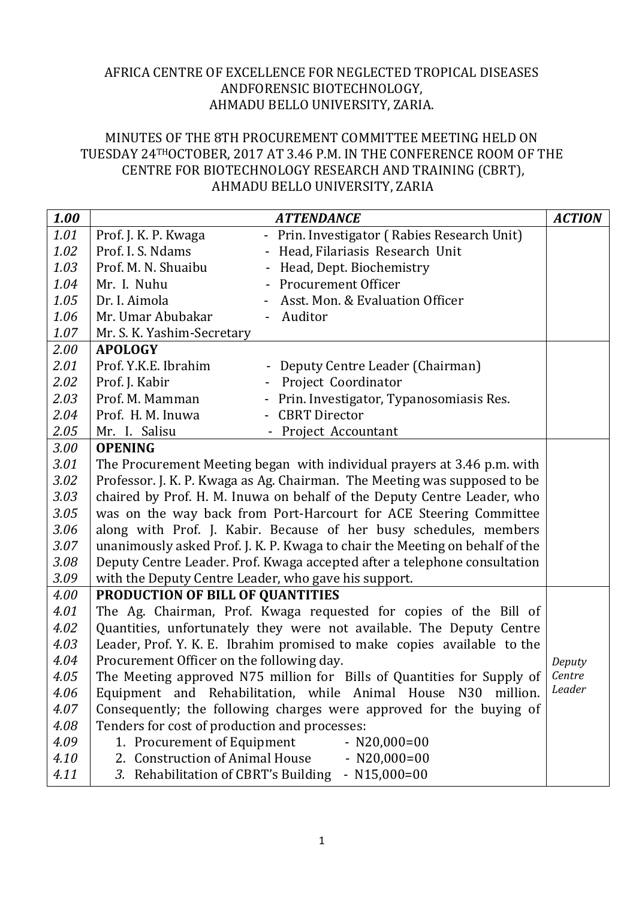AFRICA CENTRE OF EXCELLENCE FOR NEGLECTED TROPICAL DISEASES ANDFORENSIC BIOTECHNOLOGY,
AHMADU BELLO UNIVERSITY, ZARIA.

MINUTES OF THE 8TH PROCUREMENT COMMITTEE MEETING HELD ON TUESDAY 24TH OCTOBER, 2017 AT 3.46 P.M. IN THE CONFERENCE ROOM OF THE CENTRE FOR BIOTECHNOLOGY RESEARCH AND TRAINING (CBRT), AHMADU BELLO UNIVERSITY, ZARIA

| *1.00* | ***ATTENDANCE*** | ***ACTION*** |
|---|---|---|
| *1.01* | Prof. J. K. P. Kwaga - Prin. Investigator ( Rabies Research Unit) | |
| *1.02* | Prof. I. S. Ndams - Head, Filariasis Research Unit | |
| *1.03* | Prof. M. N. Shuaibu - Head, Dept. Biochemistry | |
| *1.04* | Mr. I. Nuhu - Procurement Officer | |
| *1.05* | Dr. I. Aimola - Asst. Mon. & Evaluation Officer | |
| *1.06* | Mr. Umar Abubakar - Auditor | |
| *1.07* | Mr. S. K. Yashim-Secretary | |
| *2.00* | **APOLOGY** | |
| *2.01* | Prof. Y.K.E. Ibrahim - Deputy Centre Leader (Chairman) | |
| *2.02* | Prof. J. Kabir - Project Coordinator | |
| *2.03* | Prof. M. Mamman - Prin. Investigator, Typanosomiasis Res. | |
| *2.04* | Prof. H. M. Inuwa - CBRT Director | |
| *2.05* | Mr. I. Salisu - Project Accountant | |
| *3.00* | **OPENING** | |
| *3.01* | The Procurement Meeting began with individual prayers at 3.46 p.m. with | |
| *3.02* | Professor. J. K. P. Kwaga as Ag. Chairman. The Meeting was supposed to be | |
| *3.03* | chaired by Prof. H. M. Inuwa on behalf of the Deputy Centre Leader, who | |
| *3.05* | was on the way back from Port-Harcourt for ACE Steering Committee | |
| *3.06* | along with Prof. J. Kabir. Because of her busy schedules, members | |
| *3.07* | unanimously asked Prof. J. K. P. Kwaga to chair the Meeting on behalf of the | |
| *3.08* | Deputy Centre Leader. Prof. Kwaga accepted after a telephone consultation | |
| *3.09* | with the Deputy Centre Leader, who gave his support. | |
| *4.00* | **PRODUCTION OF BILL OF QUANTITIES** | |
| *4.01* | The Ag. Chairman, Prof. Kwaga requested for copies of the Bill of | |
| *4.02* | Quantities, unfortunately they were not available. The Deputy Centre | |
| *4.03* | Leader, Prof. Y. K. E. Ibrahim promised to make copies available to the | |
| *4.04* | Procurement Officer on the following day. | *Deputy Centre Leader* |
| *4.05* | The Meeting approved N75 million for Bills of Quantities for Supply of | |
| *4.06* | Equipment and Rehabilitation, while Animal House N30 million. | |
| *4.07* | Consequently; the following charges were approved for the buying of | |
| *4.08* | Tenders for cost of production and processes: | |
| *4.09* | 1. Procurement of Equipment - N20,000=00 | |
| *4.10* | 2. Construction of Animal House - N20,000=00 | |
| *4.11* | *3.* Rehabilitation of CBRT's Building - N15,000=00 | |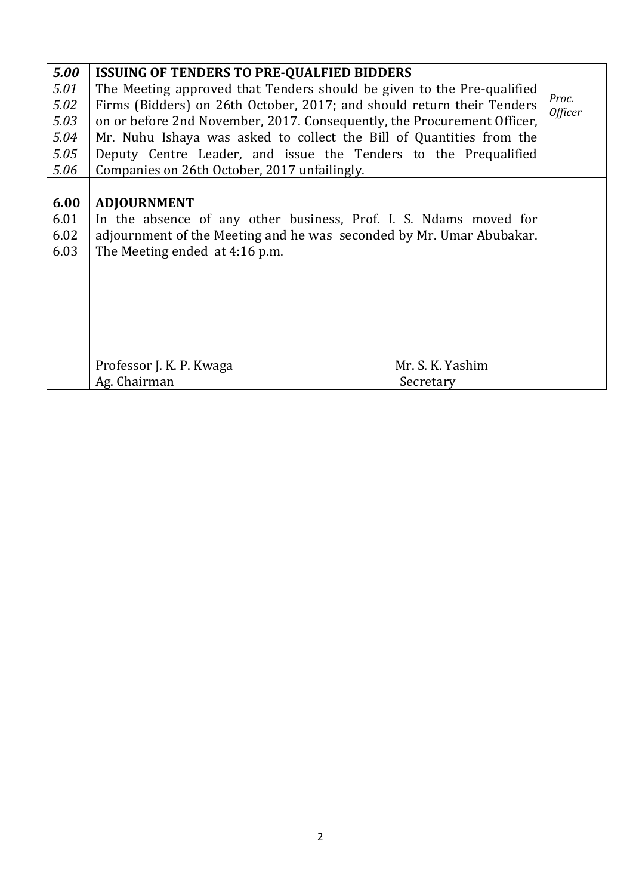| | | |
|---|---|---|
| ***5.00*** | **ISSUING OF TENDERS TO PRE-QUALFIED BIDDERS** | |
| *5.01*<br>*5.02*<br>*5.03*<br>*5.04*<br>*5.05*<br>*5.06* | The Meeting approved that Tenders should be given to the Pre-qualified Firms (Bidders) on 26th October, 2017; and should return their Tenders on or before 2nd November, 2017. Consequently, the Procurement Officer, Mr. Nuhu Ishaya was asked to collect the Bill of Quantities from the Deputy Centre Leader, and issue the Tenders to the Prequalified Companies on 26th October, 2017 unfailingly. | *Proc. Officer* |
| **6.00** | **ADJOURNMENT** | |
| 6.01<br>6.02<br>6.03 | In the absence of any other business, Prof. I. S. Ndams moved for adjournment of the Meeting and he was seconded by Mr. Umar Abubakar. The Meeting ended at 4:16 p.m. | |
| | Professor J. K. P. Kwaga<br>Ag. Chairman<br><br>Mr. S. K. Yashim<br>Secretary | |